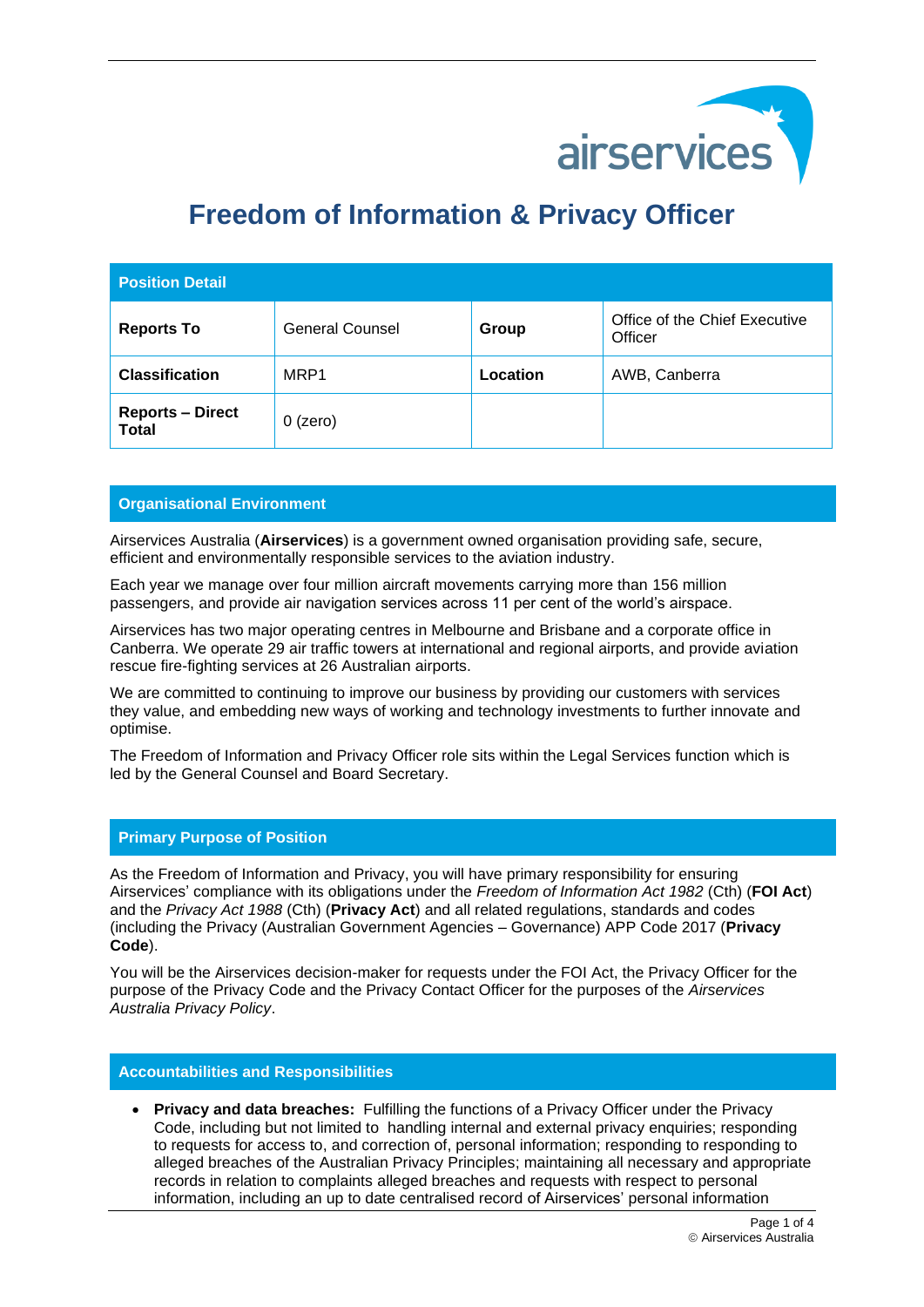# Freedom of Information & Privacy Officer

| Position Detail | | | |
|---|---|---|---|
| **Reports To** | General Counsel | **Group** | Office of the Chief Executive Officer |
| **Classification** | MRP1 | **Location** | AWB, Canberra |
| **Reports – Direct Total** | 0 (zero) | | |

## Organisational Environment

Airservices Australia (**Airservices**) is a government owned organisation providing safe, secure, efficient and environmentally responsible services to the aviation industry.

Each year we manage over four million aircraft movements carrying more than 156 million passengers, and provide air navigation services across 11 per cent of the world's airspace.

Airservices has two major operating centres in Melbourne and Brisbane and a corporate office in Canberra. We operate 29 air traffic towers at international and regional airports, and provide aviation rescue fire-fighting services at 26 Australian airports.

We are committed to continuing to improve our business by providing our customers with services they value, and embedding new ways of working and technology investments to further innovate and optimise.

The Freedom of Information and Privacy Officer role sits within the Legal Services function which is led by the General Counsel and Board Secretary.

## Primary Purpose of Position

As the Freedom of Information and Privacy, you will have primary responsibility for ensuring Airservices' compliance with its obligations under the *Freedom of Information Act 1982* (Cth) (**FOI Act**) and the *Privacy Act 1988* (Cth) (**Privacy Act**) and all related regulations, standards and codes (including the Privacy (Australian Government Agencies – Governance) APP Code 2017 (**Privacy Code**).

You will be the Airservices decision-maker for requests under the FOI Act, the Privacy Officer for the purpose of the Privacy Code and the Privacy Contact Officer for the purposes of the *Airservices Australia Privacy Policy*.

## Accountabilities and Responsibilities

- **Privacy and data breaches:** Fulfilling the functions of a Privacy Officer under the Privacy Code, including but not limited to handling internal and external privacy enquiries; responding to requests for access to, and correction of, personal information; responding to responding to alleged breaches of the Australian Privacy Principles; maintaining all necessary and appropriate records in relation to complaints alleged breaches and requests with respect to personal information, including an up to date centralised record of Airservices' personal information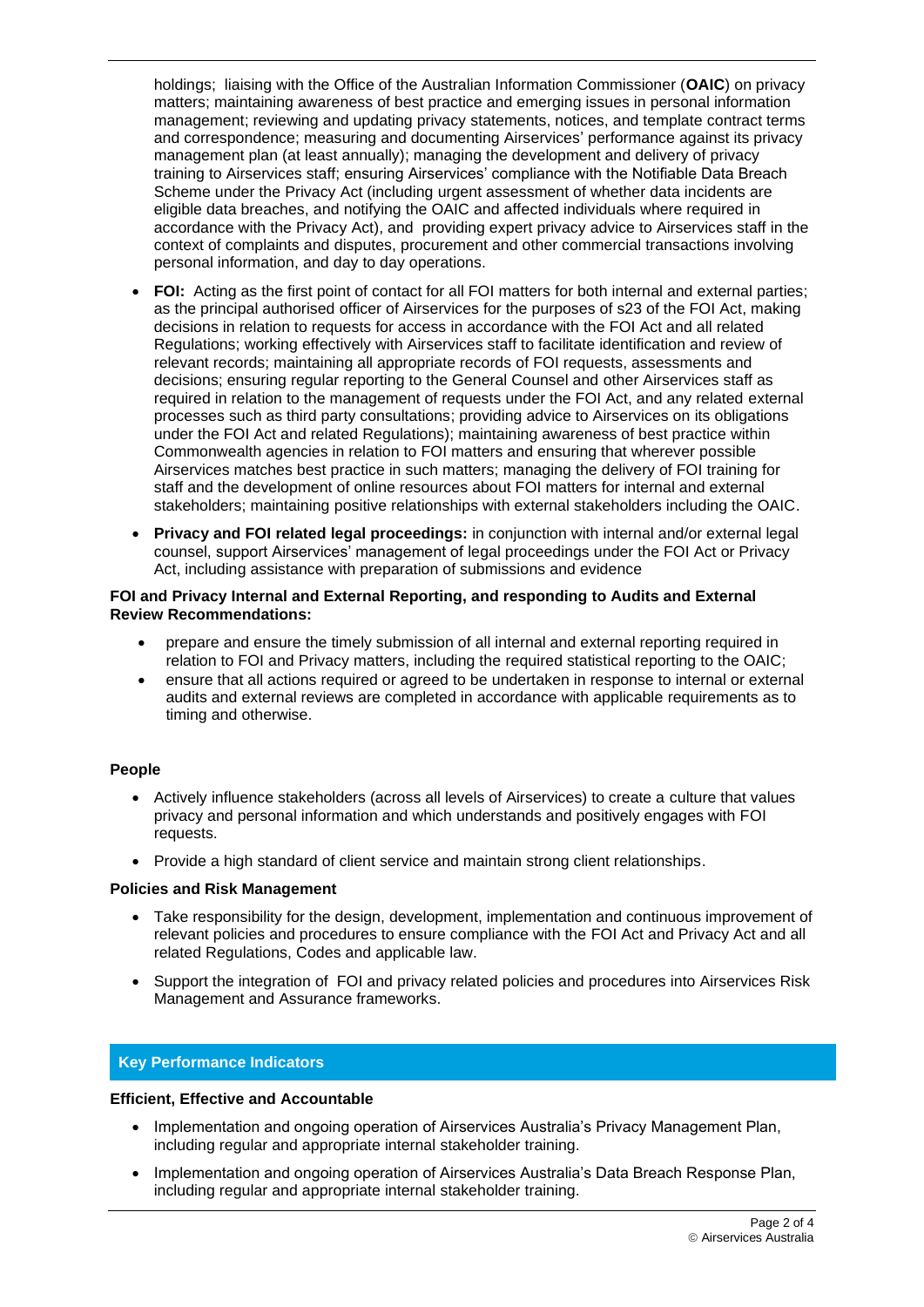holdings; liaising with the Office of the Australian Information Commissioner (**OAIC**) on privacy matters; maintaining awareness of best practice and emerging issues in personal information management; reviewing and updating privacy statements, notices, and template contract terms and correspondence; measuring and documenting Airservices' performance against its privacy management plan (at least annually); managing the development and delivery of privacy training to Airservices staff; ensuring Airservices' compliance with the Notifiable Data Breach Scheme under the Privacy Act (including urgent assessment of whether data incidents are eligible data breaches, and notifying the OAIC and affected individuals where required in accordance with the Privacy Act), and providing expert privacy advice to Airservices staff in the context of complaints and disputes, procurement and other commercial transactions involving personal information, and day to day operations.

- **FOI:** Acting as the first point of contact for all FOI matters for both internal and external parties; as the principal authorised officer of Airservices for the purposes of s23 of the FOI Act, making decisions in relation to requests for access in accordance with the FOI Act and all related Regulations; working effectively with Airservices staff to facilitate identification and review of relevant records; maintaining all appropriate records of FOI requests, assessments and decisions; ensuring regular reporting to the General Counsel and other Airservices staff as required in relation to the management of requests under the FOI Act, and any related external processes such as third party consultations; providing advice to Airservices on its obligations under the FOI Act and related Regulations); maintaining awareness of best practice within Commonwealth agencies in relation to FOI matters and ensuring that wherever possible Airservices matches best practice in such matters; managing the delivery of FOI training for staff and the development of online resources about FOI matters for internal and external stakeholders; maintaining positive relationships with external stakeholders including the OAIC.
- **Privacy and FOI related legal proceedings:** in conjunction with internal and/or external legal counsel, support Airservices' management of legal proceedings under the FOI Act or Privacy Act, including assistance with preparation of submissions and evidence

**FOI and Privacy Internal and External Reporting, and responding to Audits and External Review Recommendations:**

- prepare and ensure the timely submission of all internal and external reporting required in relation to FOI and Privacy matters, including the required statistical reporting to the OAIC;
- ensure that all actions required or agreed to be undertaken in response to internal or external audits and external reviews are completed in accordance with applicable requirements as to timing and otherwise.

**People**

- Actively influence stakeholders (across all levels of Airservices) to create a culture that values privacy and personal information and which understands and positively engages with FOI requests.
- Provide a high standard of client service and maintain strong client relationships.

**Policies and Risk Management**

- Take responsibility for the design, development, implementation and continuous improvement of relevant policies and procedures to ensure compliance with the FOI Act and Privacy Act and all related Regulations, Codes and applicable law.
- Support the integration of FOI and privacy related policies and procedures into Airservices Risk Management and Assurance frameworks.

## Key Performance Indicators

**Efficient, Effective and Accountable**

- Implementation and ongoing operation of Airservices Australia's Privacy Management Plan, including regular and appropriate internal stakeholder training.
- Implementation and ongoing operation of Airservices Australia's Data Breach Response Plan, including regular and appropriate internal stakeholder training.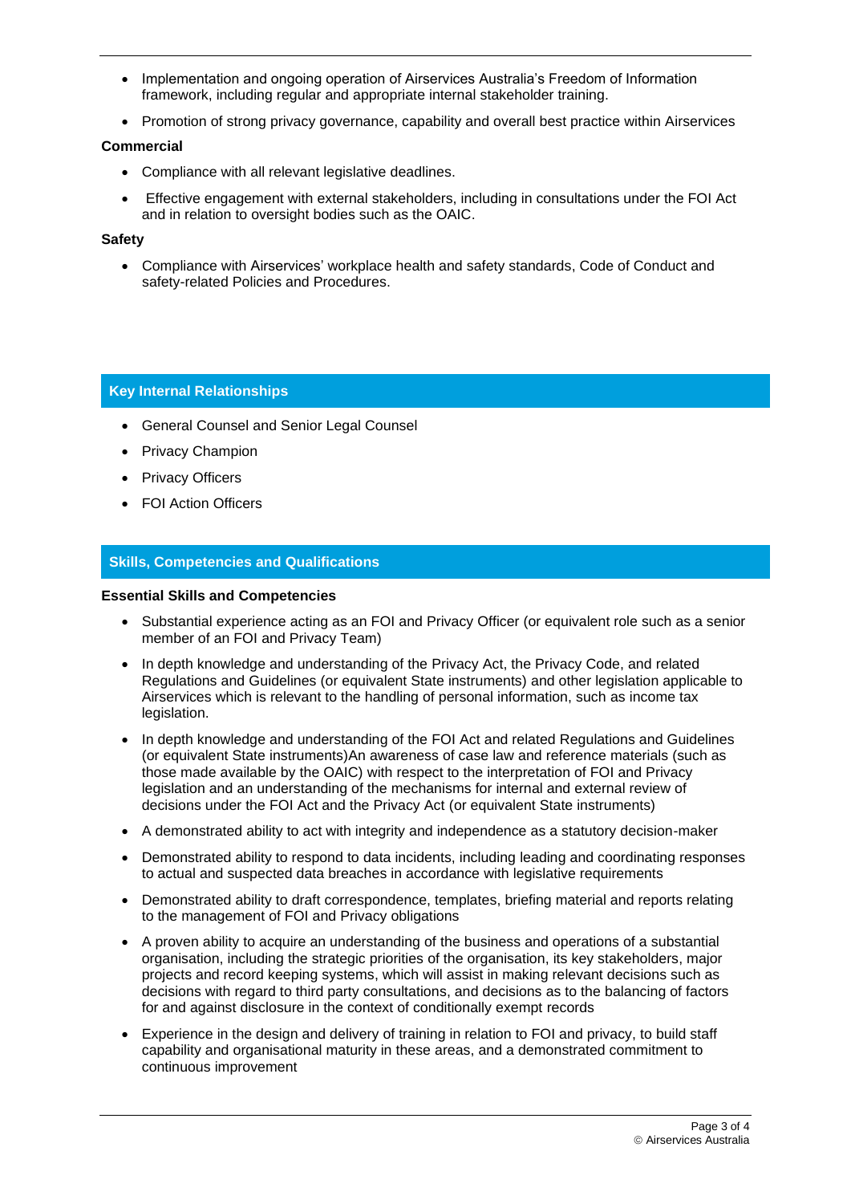- Implementation and ongoing operation of Airservices Australia's Freedom of Information framework, including regular and appropriate internal stakeholder training.
- Promotion of strong privacy governance, capability and overall best practice within Airservices

**Commercial**

- Compliance with all relevant legislative deadlines.
- Effective engagement with external stakeholders, including in consultations under the FOI Act and in relation to oversight bodies such as the OAIC.

**Safety**

- Compliance with Airservices' workplace health and safety standards, Code of Conduct and safety-related Policies and Procedures.

## Key Internal Relationships

- General Counsel and Senior Legal Counsel
- Privacy Champion
- Privacy Officers
- FOI Action Officers

## Skills, Competencies and Qualifications

**Essential Skills and Competencies**

- Substantial experience acting as an FOI and Privacy Officer (or equivalent role such as a senior member of an FOI and Privacy Team)
- In depth knowledge and understanding of the Privacy Act, the Privacy Code, and related Regulations and Guidelines (or equivalent State instruments) and other legislation applicable to Airservices which is relevant to the handling of personal information, such as income tax legislation.
- In depth knowledge and understanding of the FOI Act and related Regulations and Guidelines (or equivalent State instruments)An awareness of case law and reference materials (such as those made available by the OAIC) with respect to the interpretation of FOI and Privacy legislation and an understanding of the mechanisms for internal and external review of decisions under the FOI Act and the Privacy Act (or equivalent State instruments)
- A demonstrated ability to act with integrity and independence as a statutory decision-maker
- Demonstrated ability to respond to data incidents, including leading and coordinating responses to actual and suspected data breaches in accordance with legislative requirements
- Demonstrated ability to draft correspondence, templates, briefing material and reports relating to the management of FOI and Privacy obligations
- A proven ability to acquire an understanding of the business and operations of a substantial organisation, including the strategic priorities of the organisation, its key stakeholders, major projects and record keeping systems, which will assist in making relevant decisions such as decisions with regard to third party consultations, and decisions as to the balancing of factors for and against disclosure in the context of conditionally exempt records
- Experience in the design and delivery of training in relation to FOI and privacy, to build staff capability and organisational maturity in these areas, and a demonstrated commitment to continuous improvement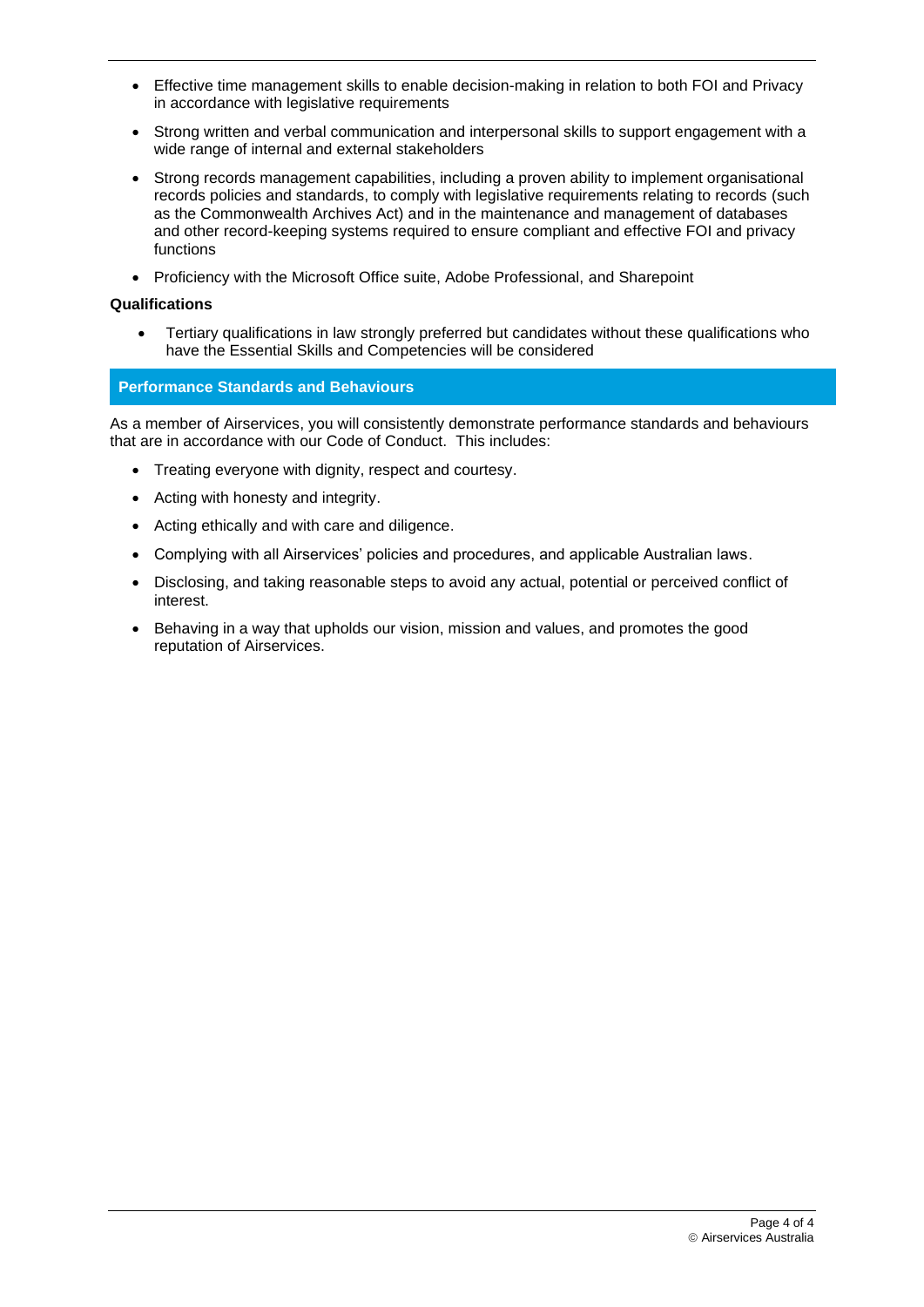- Effective time management skills to enable decision-making in relation to both FOI and Privacy in accordance with legislative requirements
- Strong written and verbal communication and interpersonal skills to support engagement with a wide range of internal and external stakeholders
- Strong records management capabilities, including a proven ability to implement organisational records policies and standards, to comply with legislative requirements relating to records (such as the Commonwealth Archives Act) and in the maintenance and management of databases and other record-keeping systems required to ensure compliant and effective FOI and privacy functions
- Proficiency with the Microsoft Office suite, Adobe Professional, and Sharepoint

**Qualifications**

- Tertiary qualifications in law strongly preferred but candidates without these qualifications who have the Essential Skills and Competencies will be considered

## Performance Standards and Behaviours

As a member of Airservices, you will consistently demonstrate performance standards and behaviours that are in accordance with our Code of Conduct. This includes:

- Treating everyone with dignity, respect and courtesy.
- Acting with honesty and integrity.
- Acting ethically and with care and diligence.
- Complying with all Airservices' policies and procedures, and applicable Australian laws.
- Disclosing, and taking reasonable steps to avoid any actual, potential or perceived conflict of interest.
- Behaving in a way that upholds our vision, mission and values, and promotes the good reputation of Airservices.